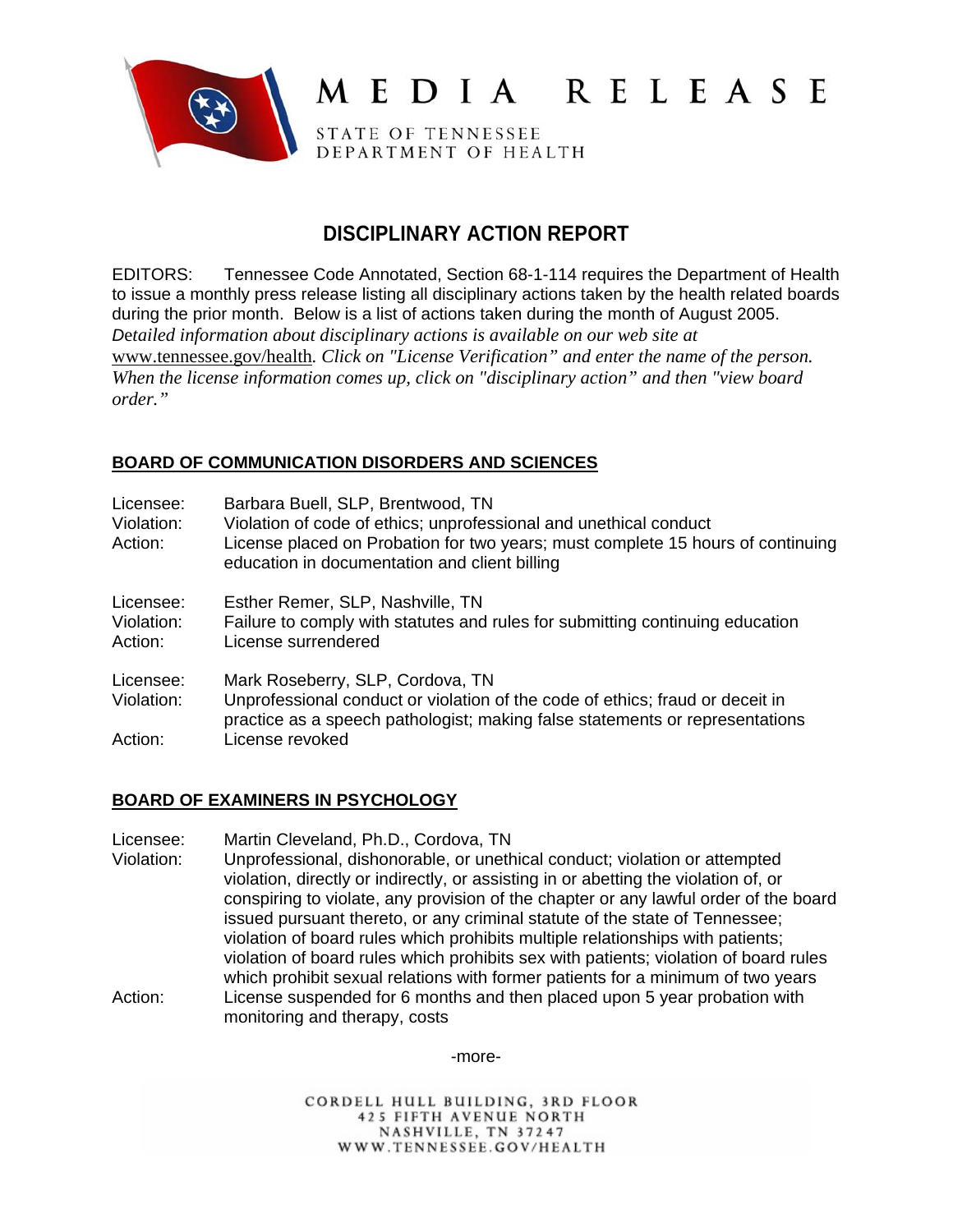# MEDIA RELEASE

STATE OF TENNESSEE
DEPARTMENT OF HEALTH

## DISCIPLINARY ACTION REPORT

EDITORS: Tennessee Code Annotated, Section 68-1-114 requires the Department of Health to issue a monthly press release listing all disciplinary actions taken by the health related boards during the prior month. Below is a list of actions taken during the month of August 2005. *Detailed information about disciplinary actions is available on our web site at* www.tennessee.gov/health*. Click on "License Verification" and enter the name of the person. When the license information comes up, click on "disciplinary action" and then "view board order."*

### BOARD OF COMMUNICATION DISORDERS AND SCIENCES

Licensee: Barbara Buell, SLP, Brentwood, TN
Violation: Violation of code of ethics; unprofessional and unethical conduct
Action: License placed on Probation for two years; must complete 15 hours of continuing education in documentation and client billing

Licensee: Esther Remer, SLP, Nashville, TN
Violation: Failure to comply with statutes and rules for submitting continuing education
Action: License surrendered

Licensee: Mark Roseberry, SLP, Cordova, TN
Violation: Unprofessional conduct or violation of the code of ethics; fraud or deceit in practice as a speech pathologist; making false statements or representations
Action: License revoked

### BOARD OF EXAMINERS IN PSYCHOLOGY

Licensee: Martin Cleveland, Ph.D., Cordova, TN
Violation: Unprofessional, dishonorable, or unethical conduct; violation or attempted violation, directly or indirectly, or assisting in or abetting the violation of, or conspiring to violate, any provision of the chapter or any lawful order of the board issued pursuant thereto, or any criminal statute of the state of Tennessee; violation of board rules which prohibits multiple relationships with patients; violation of board rules which prohibits sex with patients; violation of board rules which prohibit sexual relations with former patients for a minimum of two years
Action: License suspended for 6 months and then placed upon 5 year probation with monitoring and therapy, costs

-more-

CORDELL HULL BUILDING, 3RD FLOOR
425 FIFTH AVENUE NORTH
NASHVILLE, TN 37247
WWW.TENNESSEE.GOV/HEALTH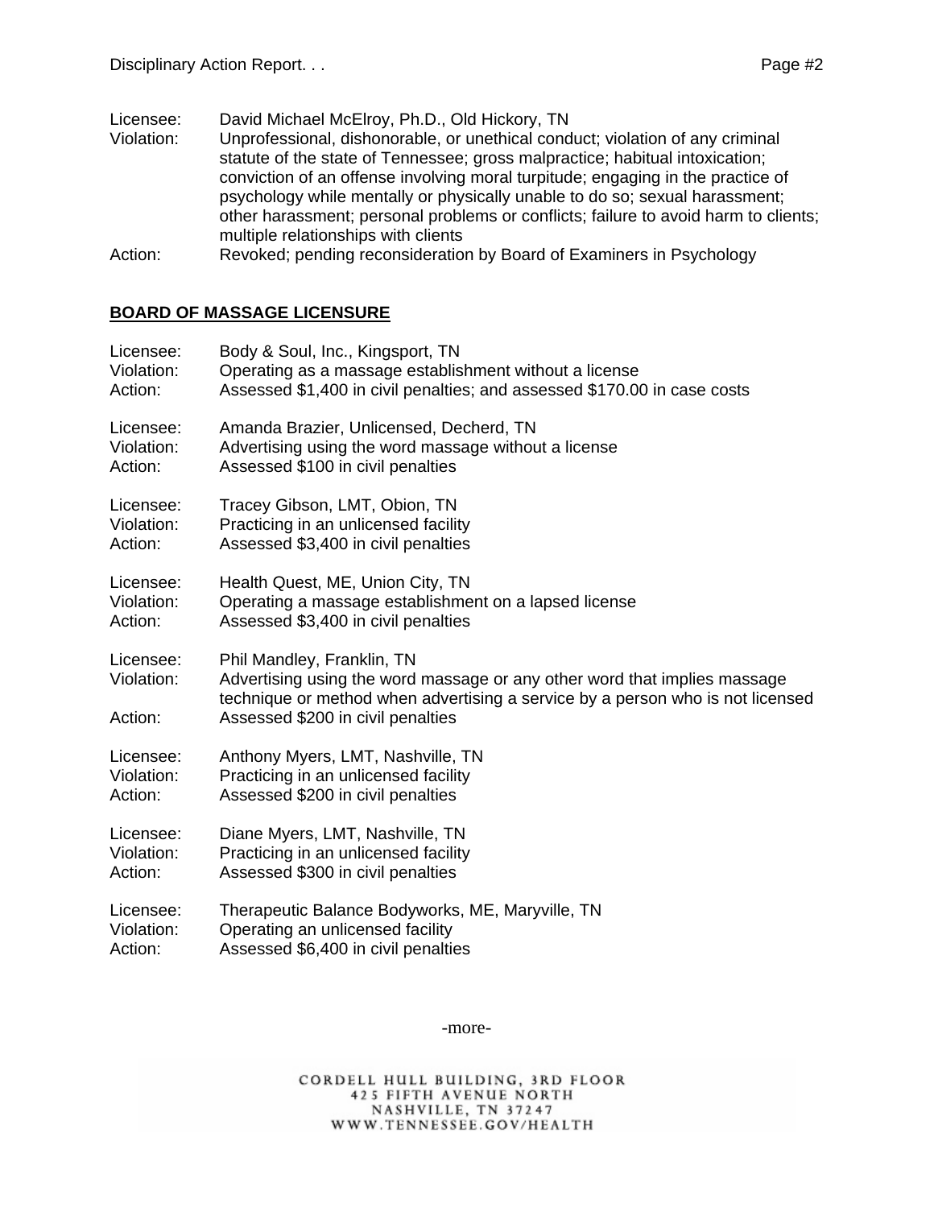Licensee: David Michael McElroy, Ph.D., Old Hickory, TN
Violation: Unprofessional, dishonorable, or unethical conduct; violation of any criminal statute of the state of Tennessee; gross malpractice; habitual intoxication; conviction of an offense involving moral turpitude; engaging in the practice of psychology while mentally or physically unable to do so; sexual harassment; other harassment; personal problems or conflicts; failure to avoid harm to clients; multiple relationships with clients
Action: Revoked; pending reconsideration by Board of Examiners in Psychology

**BOARD OF MASSAGE LICENSURE**

Licensee: Body & Soul, Inc., Kingsport, TN
Violation: Operating as a massage establishment without a license
Action: Assessed $1,400 in civil penalties; and assessed $170.00 in case costs

Licensee: Amanda Brazier, Unlicensed, Decherd, TN
Violation: Advertising using the word massage without a license
Action: Assessed $100 in civil penalties

Licensee: Tracey Gibson, LMT, Obion, TN
Violation: Practicing in an unlicensed facility
Action: Assessed $3,400 in civil penalties

Licensee: Health Quest, ME, Union City, TN
Violation: Operating a massage establishment on a lapsed license
Action: Assessed $3,400 in civil penalties

Licensee: Phil Mandley, Franklin, TN
Violation: Advertising using the word massage or any other word that implies massage technique or method when advertising a service by a person who is not licensed
Action: Assessed $200 in civil penalties

Licensee: Anthony Myers, LMT, Nashville, TN
Violation: Practicing in an unlicensed facility
Action: Assessed $200 in civil penalties

Licensee: Diane Myers, LMT, Nashville, TN
Violation: Practicing in an unlicensed facility
Action: Assessed $300 in civil penalties

Licensee: Therapeutic Balance Bodyworks, ME, Maryville, TN
Violation: Operating an unlicensed facility
Action: Assessed $6,400 in civil penalties

-more-

CORDELL HULL BUILDING, 3RD FLOOR
425 FIFTH AVENUE NORTH
NASHVILLE, TN 37247
WWW.TENNESSEE.GOV/HEALTH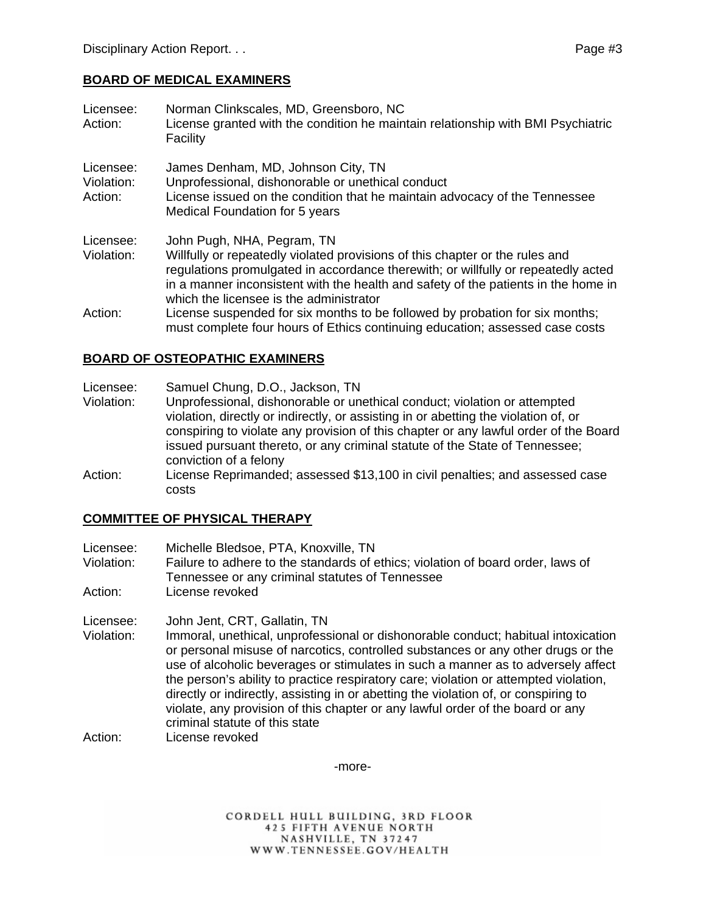## BOARD OF MEDICAL EXAMINERS

Licensee: Norman Clinkscales, MD, Greensboro, NC
Action: License granted with the condition he maintain relationship with BMI Psychiatric Facility

Licensee: James Denham, MD, Johnson City, TN
Violation: Unprofessional, dishonorable or unethical conduct
Action: License issued on the condition that he maintain advocacy of the Tennessee Medical Foundation for 5 years

Licensee: John Pugh, NHA, Pegram, TN
Violation: Willfully or repeatedly violated provisions of this chapter or the rules and regulations promulgated in accordance therewith; or willfully or repeatedly acted in a manner inconsistent with the health and safety of the patients in the home in which the licensee is the administrator
Action: License suspended for six months to be followed by probation for six months; must complete four hours of Ethics continuing education; assessed case costs

## BOARD OF OSTEOPATHIC EXAMINERS

Licensee: Samuel Chung, D.O., Jackson, TN
Violation: Unprofessional, dishonorable or unethical conduct; violation or attempted violation, directly or indirectly, or assisting in or abetting the violation of, or conspiring to violate any provision of this chapter or any lawful order of the Board issued pursuant thereto, or any criminal statute of the State of Tennessee; conviction of a felony
Action: License Reprimanded; assessed $13,100 in civil penalties; and assessed case costs

## COMMITTEE OF PHYSICAL THERAPY

Licensee: Michelle Bledsoe, PTA, Knoxville, TN
Violation: Failure to adhere to the standards of ethics; violation of board order, laws of Tennessee or any criminal statutes of Tennessee
Action: License revoked

Licensee: John Jent, CRT, Gallatin, TN
Violation: Immoral, unethical, unprofessional or dishonorable conduct; habitual intoxication or personal misuse of narcotics, controlled substances or any other drugs or the use of alcoholic beverages or stimulates in such a manner as to adversely affect the person's ability to practice respiratory care; violation or attempted violation, directly or indirectly, assisting in or abetting the violation of, or conspiring to violate, any provision of this chapter or any lawful order of the board or any criminal statute of this state
Action: License revoked

-more-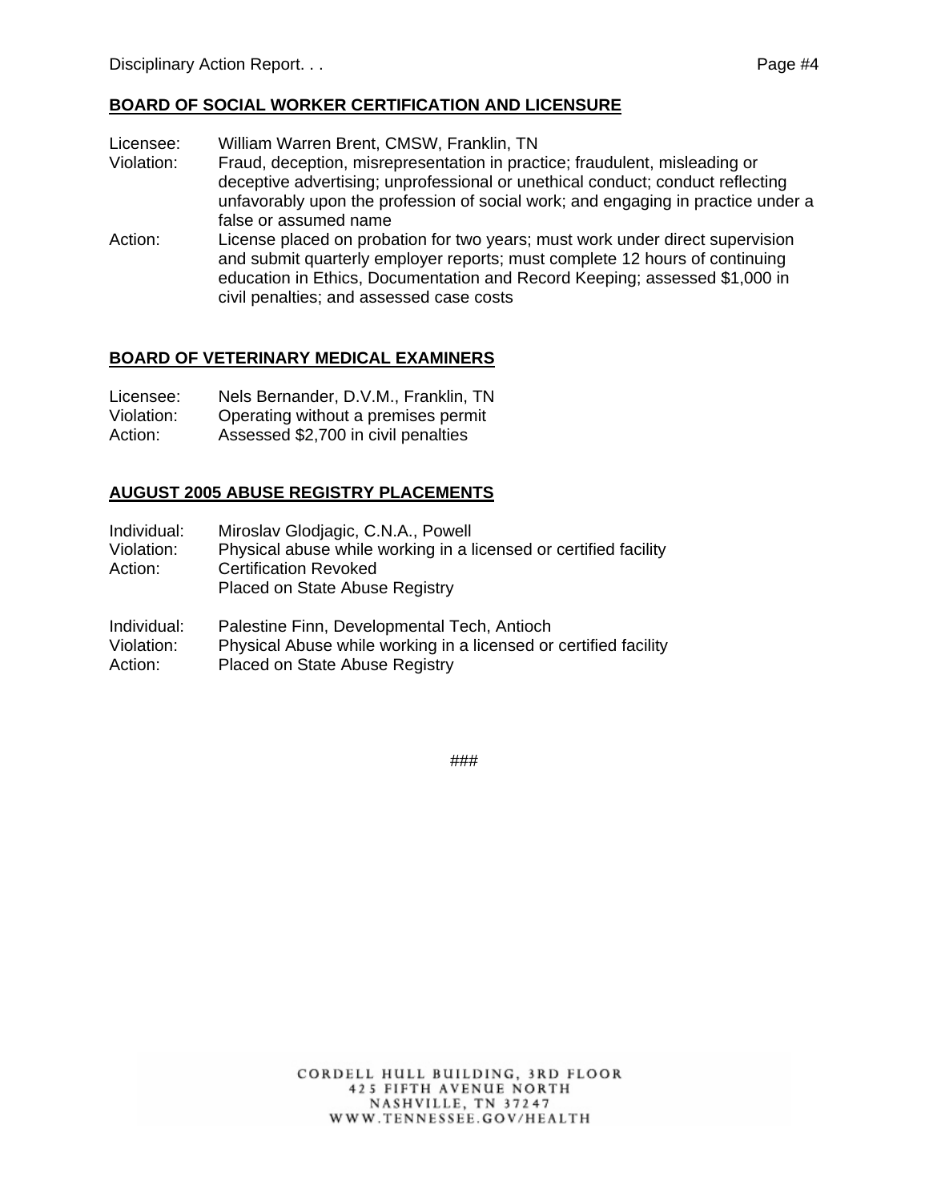## BOARD OF SOCIAL WORKER CERTIFICATION AND LICENSURE

Licensee: William Warren Brent, CMSW, Franklin, TN
Violation: Fraud, deception, misrepresentation in practice; fraudulent, misleading or deceptive advertising; unprofessional or unethical conduct; conduct reflecting unfavorably upon the profession of social work; and engaging in practice under a false or assumed name
Action: License placed on probation for two years; must work under direct supervision and submit quarterly employer reports; must complete 12 hours of continuing education in Ethics, Documentation and Record Keeping; assessed $1,000 in civil penalties; and assessed case costs

## BOARD OF VETERINARY MEDICAL EXAMINERS

Licensee: Nels Bernander, D.V.M., Franklin, TN
Violation: Operating without a premises permit
Action: Assessed $2,700 in civil penalties

## AUGUST 2005 ABUSE REGISTRY PLACEMENTS

Individual: Miroslav Glodjagic, C.N.A., Powell
Violation: Physical abuse while working in a licensed or certified facility
Action: Certification Revoked
Placed on State Abuse Registry

Individual: Palestine Finn, Developmental Tech, Antioch
Violation: Physical Abuse while working in a licensed or certified facility
Action: Placed on State Abuse Registry

###

CORDELL HULL BUILDING, 3RD FLOOR
425 FIFTH AVENUE NORTH
NASHVILLE, TN 37247
WWW.TENNESSEE.GOV/HEALTH